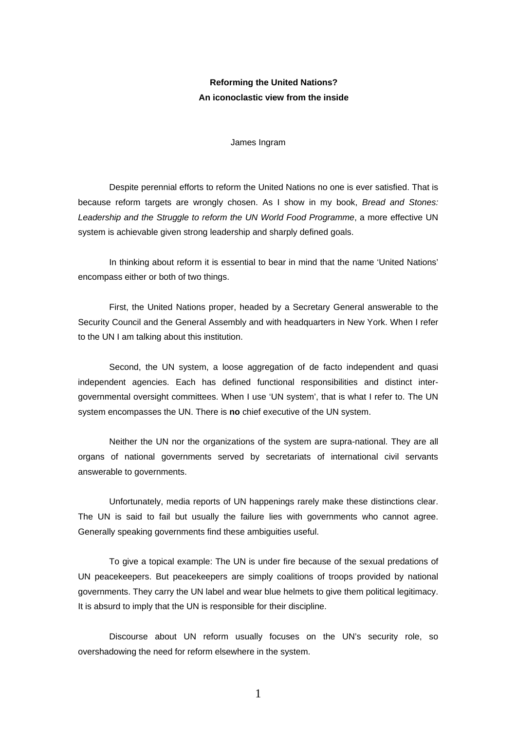**Reforming the United Nations?**
**An iconoclastic view from the inside**

James Ingram

Despite perennial efforts to reform the United Nations no one is ever satisfied. That is because reform targets are wrongly chosen. As I show in my book, *Bread and Stones: Leadership and the Struggle to reform the UN World Food Programme*, a more effective UN system is achievable given strong leadership and sharply defined goals.

In thinking about reform it is essential to bear in mind that the name 'United Nations' encompass either or both of two things.

First, the United Nations proper, headed by a Secretary General answerable to the Security Council and the General Assembly and with headquarters in New York. When I refer to the UN I am talking about this institution.

Second, the UN system, a loose aggregation of de facto independent and quasi independent agencies. Each has defined functional responsibilities and distinct inter-governmental oversight committees. When I use 'UN system', that is what I refer to. The UN system encompasses the UN. There is **no** chief executive of the UN system.

Neither the UN nor the organizations of the system are supra-national. They are all organs of national governments served by secretariats of international civil servants answerable to governments.

Unfortunately, media reports of UN happenings rarely make these distinctions clear. The UN is said to fail but usually the failure lies with governments who cannot agree. Generally speaking governments find these ambiguities useful.

To give a topical example: The UN is under fire because of the sexual predations of UN peacekeepers. But peacekeepers are simply coalitions of troops provided by national governments. They carry the UN label and wear blue helmets to give them political legitimacy. It is absurd to imply that the UN is responsible for their discipline.

Discourse about UN reform usually focuses on the UN's security role, so overshadowing the need for reform elsewhere in the system.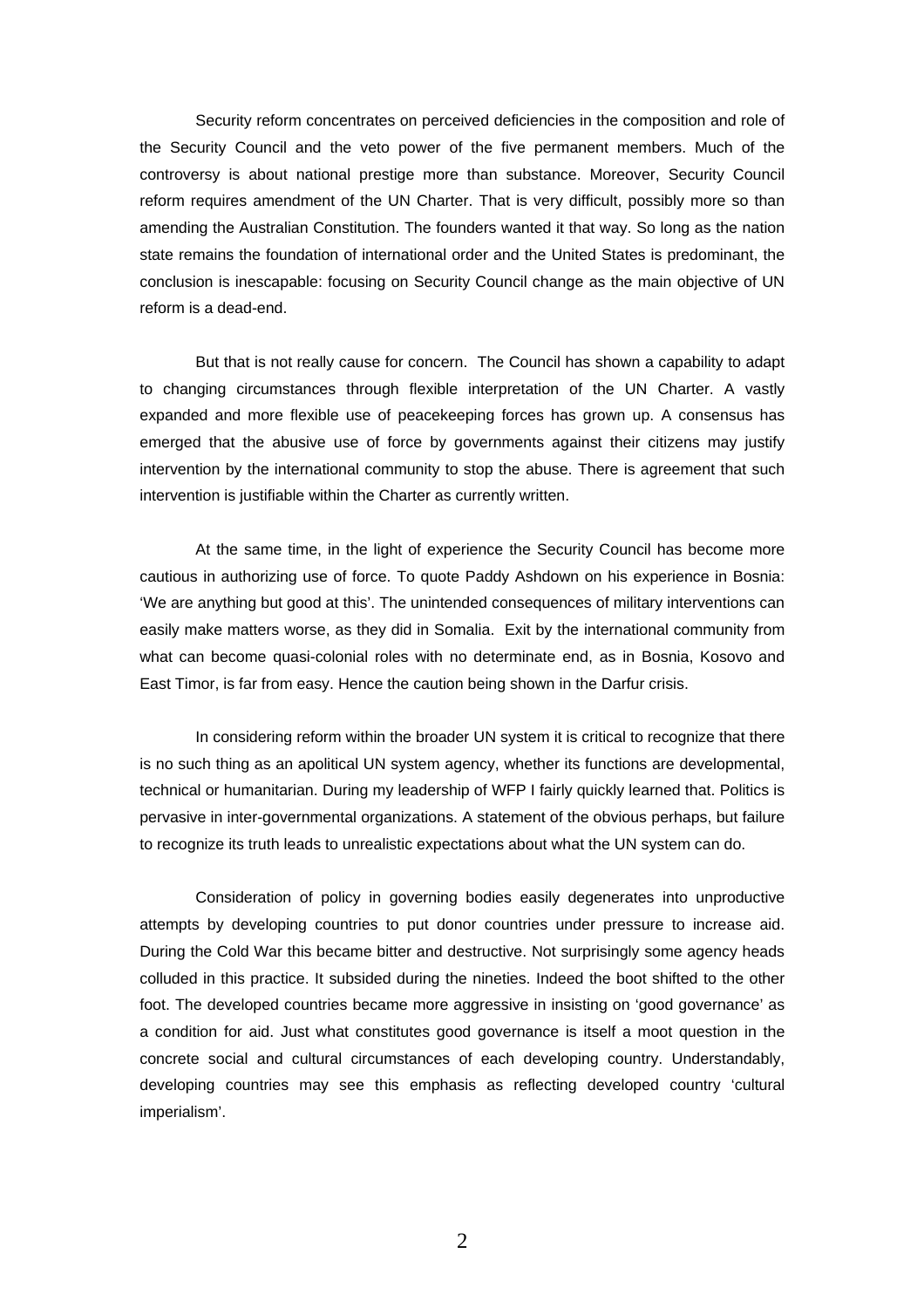Security reform concentrates on perceived deficiencies in the composition and role of the Security Council and the veto power of the five permanent members. Much of the controversy is about national prestige more than substance. Moreover, Security Council reform requires amendment of the UN Charter. That is very difficult, possibly more so than amending the Australian Constitution. The founders wanted it that way. So long as the nation state remains the foundation of international order and the United States is predominant, the conclusion is inescapable: focusing on Security Council change as the main objective of UN reform is a dead-end.

But that is not really cause for concern. The Council has shown a capability to adapt to changing circumstances through flexible interpretation of the UN Charter. A vastly expanded and more flexible use of peacekeeping forces has grown up. A consensus has emerged that the abusive use of force by governments against their citizens may justify intervention by the international community to stop the abuse. There is agreement that such intervention is justifiable within the Charter as currently written.

At the same time, in the light of experience the Security Council has become more cautious in authorizing use of force. To quote Paddy Ashdown on his experience in Bosnia: 'We are anything but good at this'. The unintended consequences of military interventions can easily make matters worse, as they did in Somalia. Exit by the international community from what can become quasi-colonial roles with no determinate end, as in Bosnia, Kosovo and East Timor, is far from easy. Hence the caution being shown in the Darfur crisis.

In considering reform within the broader UN system it is critical to recognize that there is no such thing as an apolitical UN system agency, whether its functions are developmental, technical or humanitarian. During my leadership of WFP I fairly quickly learned that. Politics is pervasive in inter-governmental organizations. A statement of the obvious perhaps, but failure to recognize its truth leads to unrealistic expectations about what the UN system can do.

Consideration of policy in governing bodies easily degenerates into unproductive attempts by developing countries to put donor countries under pressure to increase aid. During the Cold War this became bitter and destructive. Not surprisingly some agency heads colluded in this practice. It subsided during the nineties. Indeed the boot shifted to the other foot. The developed countries became more aggressive in insisting on 'good governance' as a condition for aid. Just what constitutes good governance is itself a moot question in the concrete social and cultural circumstances of each developing country. Understandably, developing countries may see this emphasis as reflecting developed country 'cultural imperialism'.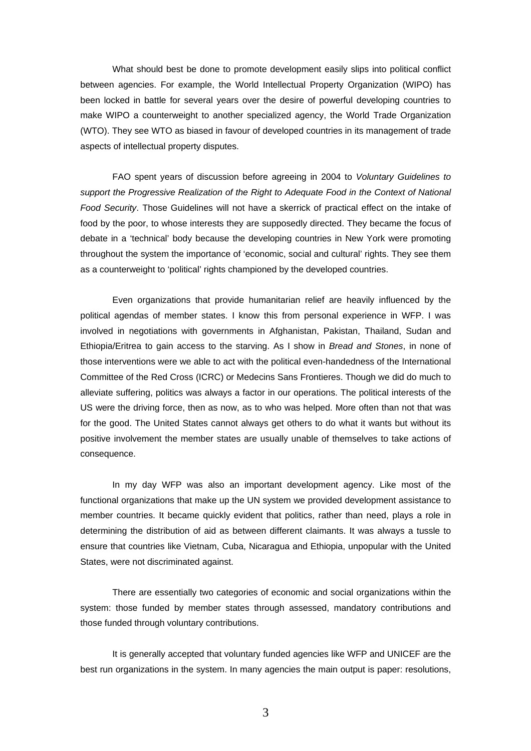What should best be done to promote development easily slips into political conflict between agencies. For example, the World Intellectual Property Organization (WIPO) has been locked in battle for several years over the desire of powerful developing countries to make WIPO a counterweight to another specialized agency, the World Trade Organization (WTO). They see WTO as biased in favour of developed countries in its management of trade aspects of intellectual property disputes.

FAO spent years of discussion before agreeing in 2004 to *Voluntary Guidelines to support the Progressive Realization of the Right to Adequate Food in the Context of National Food Security*. Those Guidelines will not have a skerrick of practical effect on the intake of food by the poor, to whose interests they are supposedly directed. They became the focus of debate in a 'technical' body because the developing countries in New York were promoting throughout the system the importance of 'economic, social and cultural' rights. They see them as a counterweight to 'political' rights championed by the developed countries.

Even organizations that provide humanitarian relief are heavily influenced by the political agendas of member states. I know this from personal experience in WFP. I was involved in negotiations with governments in Afghanistan, Pakistan, Thailand, Sudan and Ethiopia/Eritrea to gain access to the starving. As I show in *Bread and Stones*, in none of those interventions were we able to act with the political even-handedness of the International Committee of the Red Cross (ICRC) or Medecins Sans Frontieres. Though we did do much to alleviate suffering, politics was always a factor in our operations. The political interests of the US were the driving force, then as now, as to who was helped. More often than not that was for the good. The United States cannot always get others to do what it wants but without its positive involvement the member states are usually unable of themselves to take actions of consequence.

In my day WFP was also an important development agency. Like most of the functional organizations that make up the UN system we provided development assistance to member countries. It became quickly evident that politics, rather than need, plays a role in determining the distribution of aid as between different claimants. It was always a tussle to ensure that countries like Vietnam, Cuba, Nicaragua and Ethiopia, unpopular with the United States, were not discriminated against.

There are essentially two categories of economic and social organizations within the system: those funded by member states through assessed, mandatory contributions and those funded through voluntary contributions.

It is generally accepted that voluntary funded agencies like WFP and UNICEF are the best run organizations in the system. In many agencies the main output is paper: resolutions,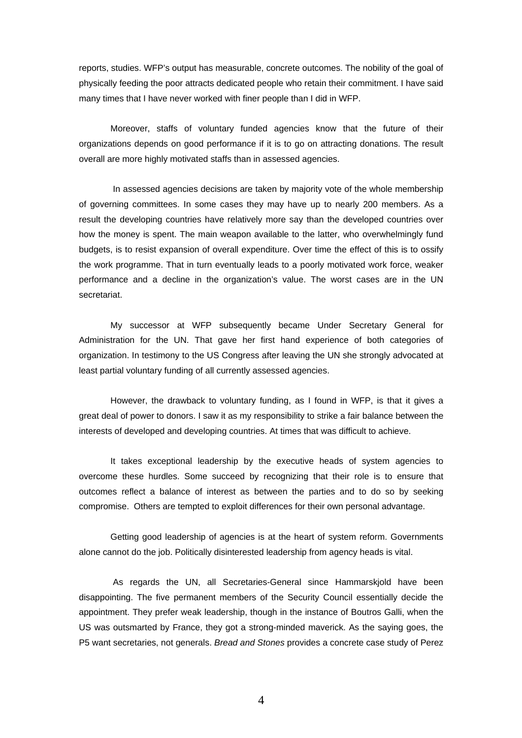reports, studies. WFP's output has measurable, concrete outcomes. The nobility of the goal of physically feeding the poor attracts dedicated people who retain their commitment. I have said many times that I have never worked with finer people than I did in WFP.

Moreover, staffs of voluntary funded agencies know that the future of their organizations depends on good performance if it is to go on attracting donations. The result overall are more highly motivated staffs than in assessed agencies.

In assessed agencies decisions are taken by majority vote of the whole membership of governing committees. In some cases they may have up to nearly 200 members. As a result the developing countries have relatively more say than the developed countries over how the money is spent. The main weapon available to the latter, who overwhelmingly fund budgets, is to resist expansion of overall expenditure. Over time the effect of this is to ossify the work programme. That in turn eventually leads to a poorly motivated work force, weaker performance and a decline in the organization's value. The worst cases are in the UN secretariat.

My successor at WFP subsequently became Under Secretary General for Administration for the UN. That gave her first hand experience of both categories of organization. In testimony to the US Congress after leaving the UN she strongly advocated at least partial voluntary funding of all currently assessed agencies.

However, the drawback to voluntary funding, as I found in WFP, is that it gives a great deal of power to donors. I saw it as my responsibility to strike a fair balance between the interests of developed and developing countries. At times that was difficult to achieve.

It takes exceptional leadership by the executive heads of system agencies to overcome these hurdles. Some succeed by recognizing that their role is to ensure that outcomes reflect a balance of interest as between the parties and to do so by seeking compromise. Others are tempted to exploit differences for their own personal advantage.

Getting good leadership of agencies is at the heart of system reform. Governments alone cannot do the job. Politically disinterested leadership from agency heads is vital.

As regards the UN, all Secretaries-General since Hammarskjold have been disappointing. The five permanent members of the Security Council essentially decide the appointment. They prefer weak leadership, though in the instance of Boutros Galli, when the US was outsmarted by France, they got a strong-minded maverick. As the saying goes, the P5 want secretaries, not generals. *Bread and Stones* provides a concrete case study of Perez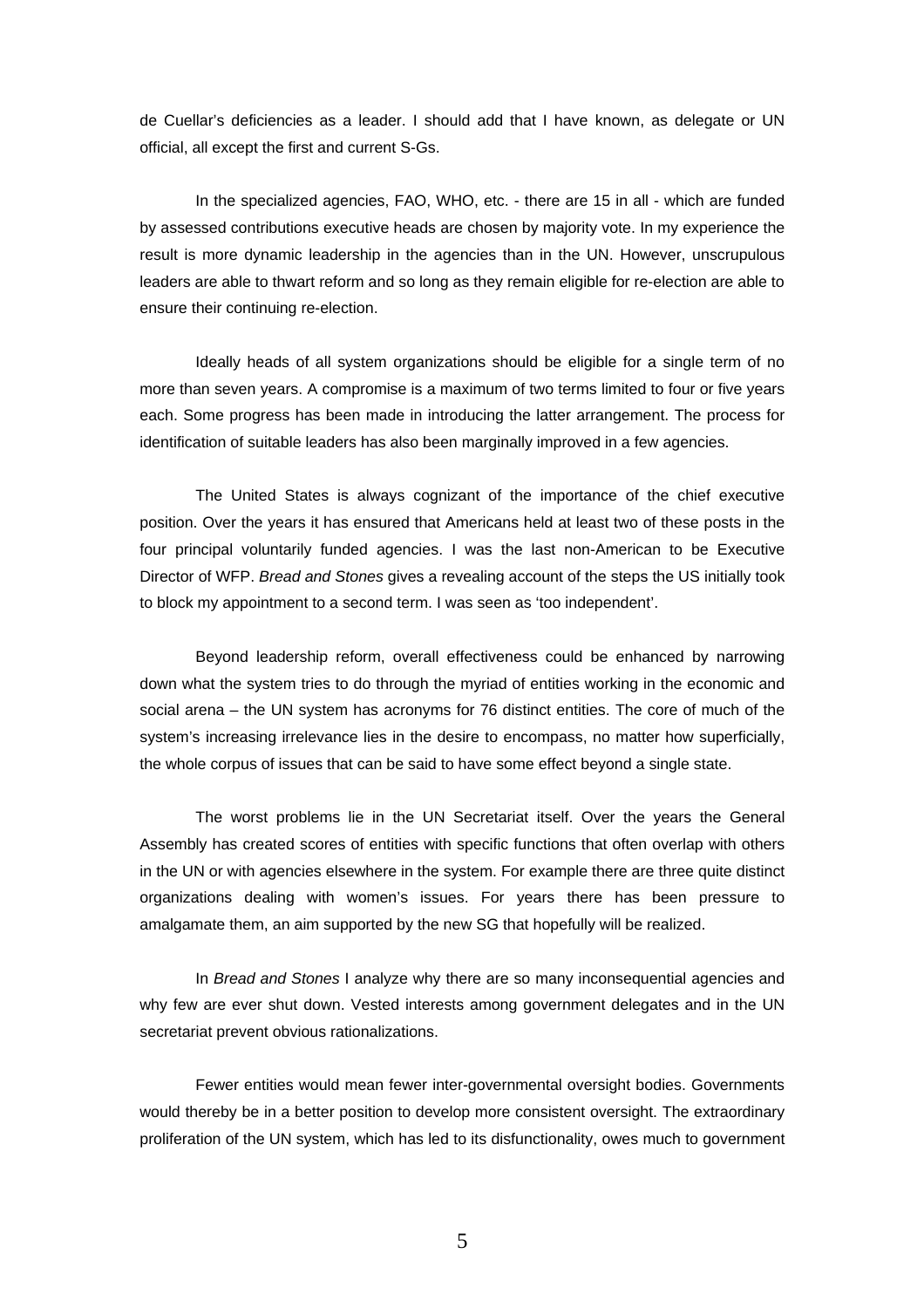de Cuellar's deficiencies as a leader. I should add that I have known, as delegate or UN official, all except the first and current S-Gs.

In the specialized agencies, FAO, WHO, etc. - there are 15 in all - which are funded by assessed contributions executive heads are chosen by majority vote. In my experience the result is more dynamic leadership in the agencies than in the UN. However, unscrupulous leaders are able to thwart reform and so long as they remain eligible for re-election are able to ensure their continuing re-election.

Ideally heads of all system organizations should be eligible for a single term of no more than seven years. A compromise is a maximum of two terms limited to four or five years each. Some progress has been made in introducing the latter arrangement. The process for identification of suitable leaders has also been marginally improved in a few agencies.

The United States is always cognizant of the importance of the chief executive position. Over the years it has ensured that Americans held at least two of these posts in the four principal voluntarily funded agencies. I was the last non-American to be Executive Director of WFP. *Bread and Stones* gives a revealing account of the steps the US initially took to block my appointment to a second term. I was seen as 'too independent'.

Beyond leadership reform, overall effectiveness could be enhanced by narrowing down what the system tries to do through the myriad of entities working in the economic and social arena – the UN system has acronyms for 76 distinct entities. The core of much of the system's increasing irrelevance lies in the desire to encompass, no matter how superficially, the whole corpus of issues that can be said to have some effect beyond a single state.

The worst problems lie in the UN Secretariat itself. Over the years the General Assembly has created scores of entities with specific functions that often overlap with others in the UN or with agencies elsewhere in the system. For example there are three quite distinct organizations dealing with women's issues. For years there has been pressure to amalgamate them, an aim supported by the new SG that hopefully will be realized.

In *Bread and Stones* I analyze why there are so many inconsequential agencies and why few are ever shut down. Vested interests among government delegates and in the UN secretariat prevent obvious rationalizations.

Fewer entities would mean fewer inter-governmental oversight bodies. Governments would thereby be in a better position to develop more consistent oversight. The extraordinary proliferation of the UN system, which has led to its disfunctionality, owes much to government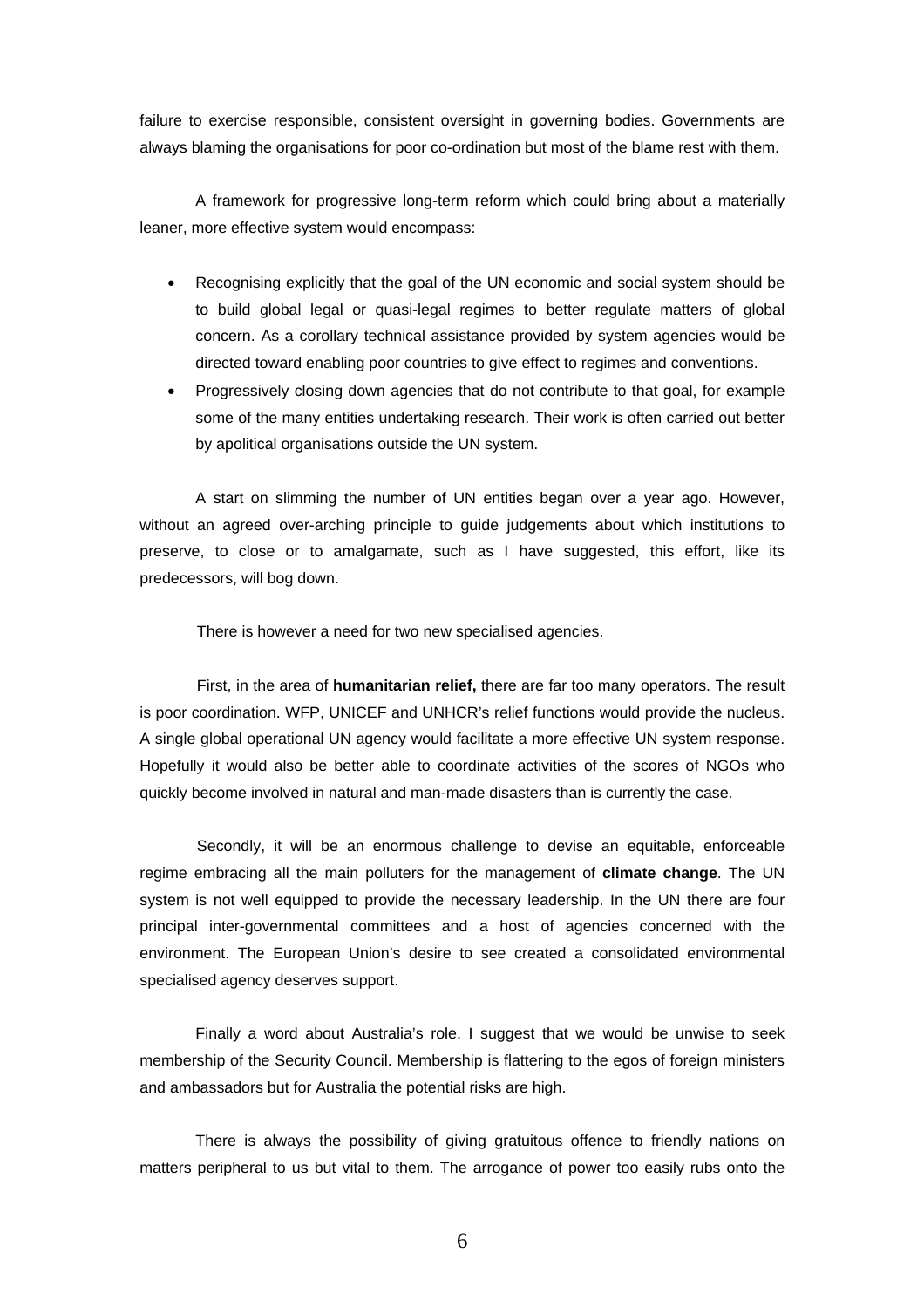failure to exercise responsible, consistent oversight in governing bodies. Governments are always blaming the organisations for poor co-ordination but most of the blame rest with them.

A framework for progressive long-term reform which could bring about a materially leaner, more effective system would encompass:

- Recognising explicitly that the goal of the UN economic and social system should be to build global legal or quasi-legal regimes to better regulate matters of global concern. As a corollary technical assistance provided by system agencies would be directed toward enabling poor countries to give effect to regimes and conventions.
- Progressively closing down agencies that do not contribute to that goal, for example some of the many entities undertaking research. Their work is often carried out better by apolitical organisations outside the UN system.

A start on slimming the number of UN entities began over a year ago. However, without an agreed over-arching principle to guide judgements about which institutions to preserve, to close or to amalgamate, such as I have suggested, this effort, like its predecessors, will bog down.

There is however a need for two new specialised agencies.

First, in the area of **humanitarian relief,** there are far too many operators. The result is poor coordination. WFP, UNICEF and UNHCR's relief functions would provide the nucleus. A single global operational UN agency would facilitate a more effective UN system response. Hopefully it would also be better able to coordinate activities of the scores of NGOs who quickly become involved in natural and man-made disasters than is currently the case.

Secondly, it will be an enormous challenge to devise an equitable, enforceable regime embracing all the main polluters for the management of **climate change**. The UN system is not well equipped to provide the necessary leadership. In the UN there are four principal inter-governmental committees and a host of agencies concerned with the environment. The European Union's desire to see created a consolidated environmental specialised agency deserves support.

Finally a word about Australia's role. I suggest that we would be unwise to seek membership of the Security Council. Membership is flattering to the egos of foreign ministers and ambassadors but for Australia the potential risks are high.

There is always the possibility of giving gratuitous offence to friendly nations on matters peripheral to us but vital to them. The arrogance of power too easily rubs onto the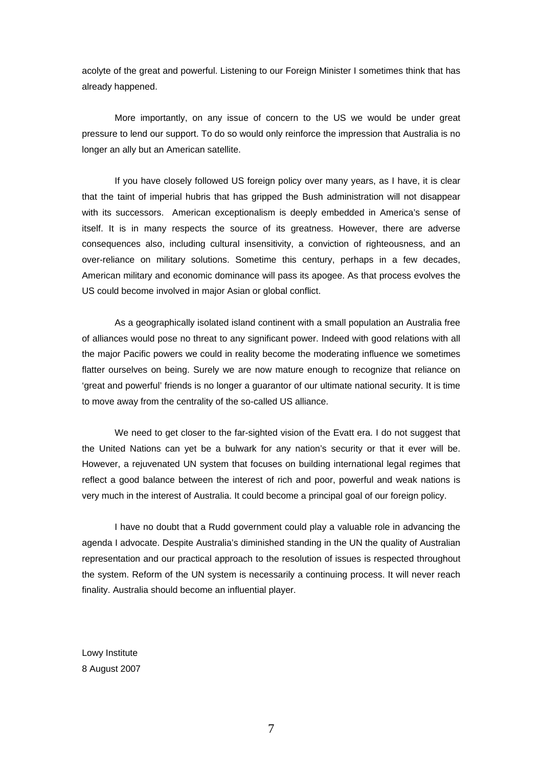acolyte of the great and powerful. Listening to our Foreign Minister I sometimes think that has already happened.

More importantly, on any issue of concern to the US we would be under great pressure to lend our support. To do so would only reinforce the impression that Australia is no longer an ally but an American satellite.

If you have closely followed US foreign policy over many years, as I have, it is clear that the taint of imperial hubris that has gripped the Bush administration will not disappear with its successors. American exceptionalism is deeply embedded in America's sense of itself. It is in many respects the source of its greatness. However, there are adverse consequences also, including cultural insensitivity, a conviction of righteousness, and an over-reliance on military solutions. Sometime this century, perhaps in a few decades, American military and economic dominance will pass its apogee. As that process evolves the US could become involved in major Asian or global conflict.

As a geographically isolated island continent with a small population an Australia free of alliances would pose no threat to any significant power. Indeed with good relations with all the major Pacific powers we could in reality become the moderating influence we sometimes flatter ourselves on being. Surely we are now mature enough to recognize that reliance on 'great and powerful' friends is no longer a guarantor of our ultimate national security. It is time to move away from the centrality of the so-called US alliance.

We need to get closer to the far-sighted vision of the Evatt era. I do not suggest that the United Nations can yet be a bulwark for any nation's security or that it ever will be. However, a rejuvenated UN system that focuses on building international legal regimes that reflect a good balance between the interest of rich and poor, powerful and weak nations is very much in the interest of Australia. It could become a principal goal of our foreign policy.

I have no doubt that a Rudd government could play a valuable role in advancing the agenda I advocate. Despite Australia's diminished standing in the UN the quality of Australian representation and our practical approach to the resolution of issues is respected throughout the system. Reform of the UN system is necessarily a continuing process. It will never reach finality. Australia should become an influential player.

Lowy Institute
8 August 2007